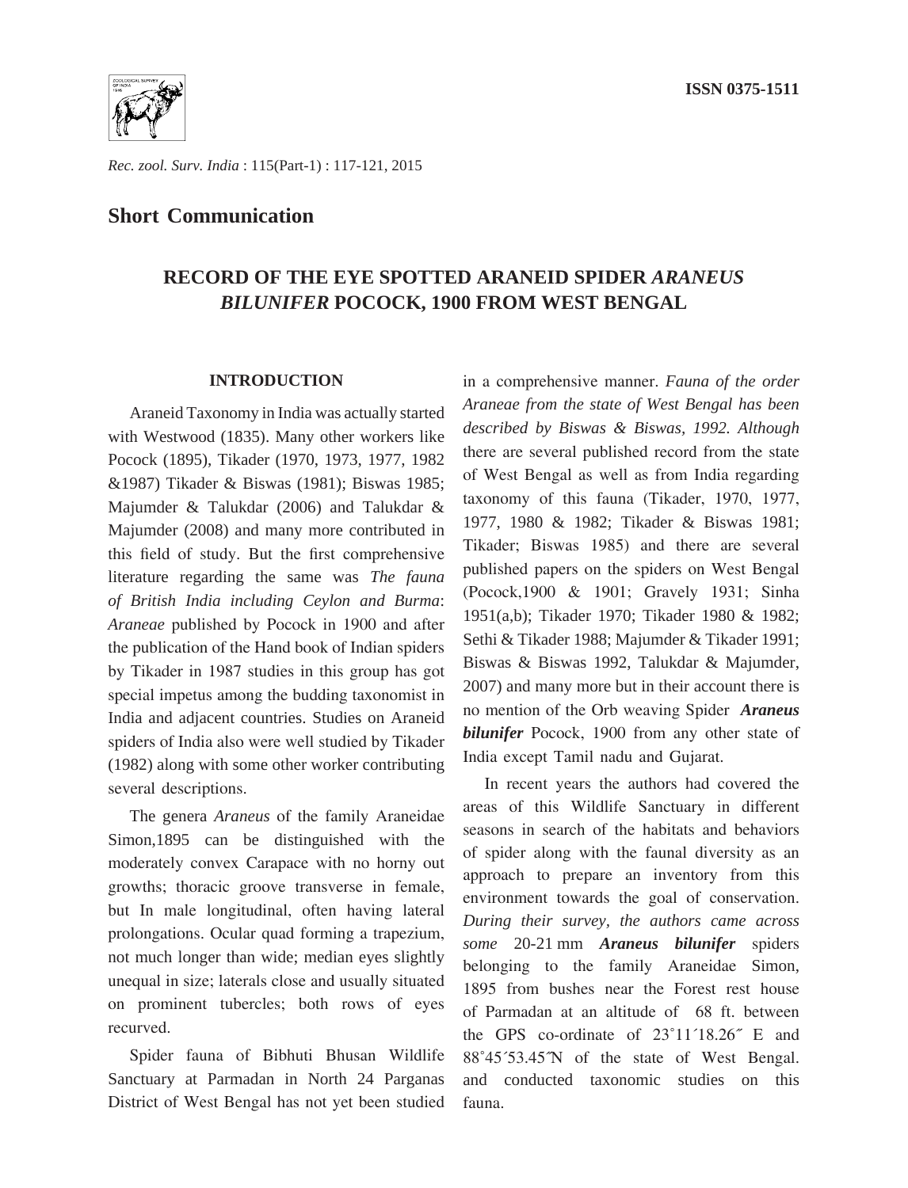ISSN 0375-1511

## Short Communication

# RECORD OF THE EYE SPOTTED ARANEID SPIDER *ARANEUS BILUNIFER* POCOCK, 1900 FROM WEST BENGAL

### INTRODUCTION

Araneid Taxonomy in India was actually started with Westwood (1835). Many other workers like Pocock (1895), Tikader (1970, 1973, 1977, 1982 &1987) Tikader & Biswas (1981); Biswas 1985; Majumder & Talukdar (2006) and Talukdar & Majumder (2008) and many more contributed in this field of study. But the first comprehensive literature regarding the same was *The fauna of British India including Ceylon and Burma*: *Araneae* published by Pocock in 1900 and after the publication of the Hand book of Indian spiders by Tikader in 1987 studies in this group has got special impetus among the budding taxonomist in India and adjacent countries. Studies on Araneid spiders of India also were well studied by Tikader (1982) along with some other worker contributing several descriptions.

The genera *Araneus* of the family Araneidae Simon,1895 can be distinguished with the moderately convex Carapace with no horny out growths; thoracic groove transverse in female, but In male longitudinal, often having lateral prolongations. Ocular quad forming a trapezium, not much longer than wide; median eyes slightly unequal in size; laterals close and usually situated on prominent tubercles; both rows of eyes recurved.

Spider fauna of Bibhuti Bhusan Wildlife Sanctuary at Parmadan in North 24 Parganas District of West Bengal has not yet been studied in a comprehensive manner. *Fauna of the order Araneae from the state of West Bengal has been described by Biswas & Biswas, 1992. Although* there are several published record from the state of West Bengal as well as from India regarding taxonomy of this fauna (Tikader, 1970, 1977, 1977, 1980 & 1982; Tikader & Biswas 1981; Tikader; Biswas 1985) and there are several published papers on the spiders on West Bengal (Pocock,1900 & 1901; Gravely 1931; Sinha 1951(a,b); Tikader 1970; Tikader 1980 & 1982; Sethi & Tikader 1988; Majumder & Tikader 1991; Biswas & Biswas 1992, Talukdar & Majumder, 2007) and many more but in their account there is no mention of the Orb weaving Spider ***Araneus bilunifer*** Pocock, 1900 from any other state of India except Tamil nadu and Gujarat.

In recent years the authors had covered the areas of this Wildlife Sanctuary in different seasons in search of the habitats and behaviors of spider along with the faunal diversity as an approach to prepare an inventory from this environment towards the goal of conservation. *During their survey, the authors came across some* 20-21 mm ***Araneus bilunifer*** spiders belonging to the family Araneidae Simon, 1895 from bushes near the Forest rest house of Parmadan at an altitude of 68 ft. between the GPS co-ordinate of 23˚11´18.26˝ E and 88˚45´53.45˝N of the state of West Bengal. and conducted taxonomic studies on this fauna.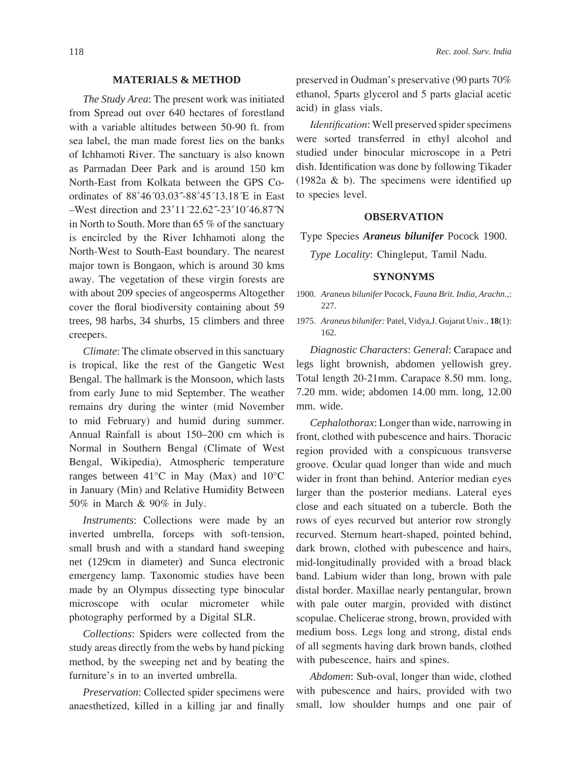## MATERIALS & METHOD

*The Study Area*: The present work was initiated from Spread out over 640 hectares of forestland with a variable altitudes between 50-90 ft. from sea label, the man made forest lies on the banks of Ichhamoti River. The sanctuary is also known as Parmadan Deer Park and is around 150 km North-East from Kolkata between the GPS Co-ordinates of 88˚46´03.03˝-88˚45´13.18´E in East –West direction and 23˚11´22.62˝-23˚10´46.87˝N in North to South. More than 65 % of the sanctuary is encircled by the River Ichhamoti along the North-West to South-East boundary. The nearest major town is Bongaon, which is around 30 kms away. The vegetation of these virgin forests are with about 209 species of angeosperms Altogether cover the floral biodiversity containing about 59 trees, 98 harbs, 34 shurbs, 15 climbers and three creepers.

*Climate*: The climate observed in this sanctuary is tropical, like the rest of the Gangetic West Bengal. The hallmark is the Monsoon, which lasts from early June to mid September. The weather remains dry during the winter (mid November to mid February) and humid during summer. Annual Rainfall is about 150–200 cm which is Normal in Southern Bengal (Climate of West Bengal, Wikipedia), Atmospheric temperature ranges between 41°C in May (Max) and 10°C in January (Min) and Relative Humidity Between 50% in March & 90% in July.

*Instruments*: Collections were made by an inverted umbrella, forceps with soft-tension, small brush and with a standard hand sweeping net (129cm in diameter) and Sunca electronic emergency lamp. Taxonomic studies have been made by an Olympus dissecting type binocular microscope with ocular micrometer while photography performed by a Digital SLR.

*Collections*: Spiders were collected from the study areas directly from the webs by hand picking method, by the sweeping net and by beating the furniture's in to an inverted umbrella.

*Preservation*: Collected spider specimens were anaesthetized, killed in a killing jar and finally preserved in Oudman's preservative (90 parts 70% ethanol, 5parts glycerol and 5 parts glacial acetic acid) in glass vials.

*Identification*: Well preserved spider specimens were sorted transferred in ethyl alcohol and studied under binocular microscope in a Petri dish. Identification was done by following Tikader (1982a & b). The specimens were identified up to species level.

## OBSERVATION

Type Species ***Araneus bilunifer*** Pocock 1900.

*Type Locality*: Chingleput, Tamil Nadu.

## SYNONYMS

1900. *Araneus bilunifer* Pocock, *Fauna Brit. India, Arachn.,*: 227.

1975. *Araneus bilunifer:* Patel, Vidya,J. Gujarat Univ., **18**(1): 162.

*Diagnostic Characters*: *General*: Carapace and legs light brownish, abdomen yellowish grey. Total length 20-21mm. Carapace 8.50 mm. long, 7.20 mm. wide; abdomen 14.00 mm. long, 12.00 mm. wide.

*Cephalothorax*: Longer than wide, narrowing in front, clothed with pubescence and hairs. Thoracic region provided with a conspicuous transverse groove. Ocular quad longer than wide and much wider in front than behind. Anterior median eyes larger than the posterior medians. Lateral eyes close and each situated on a tubercle. Both the rows of eyes recurved but anterior row strongly recurved. Sternum heart-shaped, pointed behind, dark brown, clothed with pubescence and hairs, mid-longitudinally provided with a broad black band. Labium wider than long, brown with pale distal border. Maxillae nearly pentangular, brown with pale outer margin, provided with distinct scopulae. Chelicerae strong, brown, provided with medium boss. Legs long and strong, distal ends of all segments having dark brown bands, clothed with pubescence, hairs and spines.

*Abdomen*: Sub-oval, longer than wide, clothed with pubescence and hairs, provided with two small, low shoulder humps and one pair of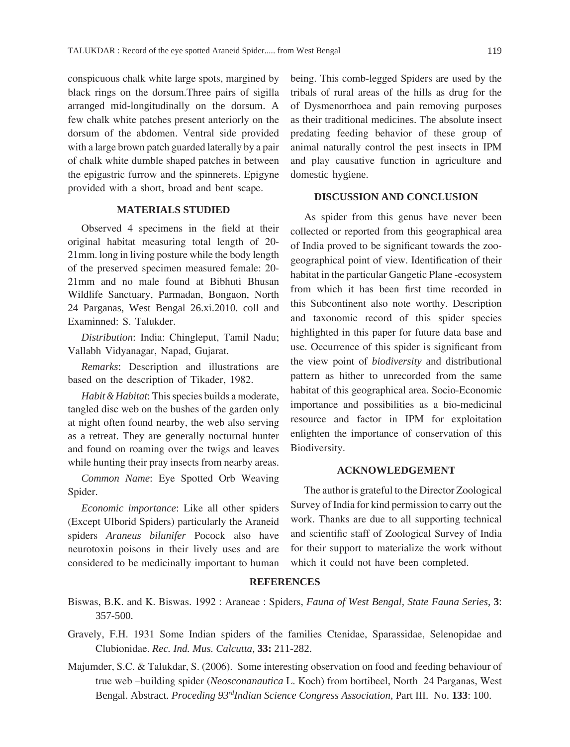conspicuous chalk white large spots, margined by black rings on the dorsum.Three pairs of sigilla arranged mid-longitudinally on the dorsum. A few chalk white patches present anteriorly on the dorsum of the abdomen. Ventral side provided with a large brown patch guarded laterally by a pair of chalk white dumble shaped patches in between the epigastric furrow and the spinnerets. Epigyne provided with a short, broad and bent scape.

## MATERIALS STUDIED

Observed 4 specimens in the field at their original habitat measuring total length of 20-21mm. long in living posture while the body length of the preserved specimen measured female: 20-21mm and no male found at Bibhuti Bhusan Wildlife Sanctuary, Parmadan, Bongaon, North 24 Parganas, West Bengal 26.xi.2010. coll and Examinned: S. Talukder.

*Distribution*: India: Chingleput, Tamil Nadu; Vallabh Vidyanagar, Napad, Gujarat.

*Remarks*: Description and illustrations are based on the description of Tikader, 1982.

*Habit & Habitat*: This species builds a moderate, tangled disc web on the bushes of the garden only at night often found nearby, the web also serving as a retreat. They are generally nocturnal hunter and found on roaming over the twigs and leaves while hunting their pray insects from nearby areas.

*Common Name*: Eye Spotted Orb Weaving Spider.

*Economic importance*: Like all other spiders (Except Ulborid Spiders) particularly the Araneid spiders *Araneus bilunifer* Pocock also have neurotoxin poisons in their lively uses and are considered to be medicinally important to human being. This comb-legged Spiders are used by the tribals of rural areas of the hills as drug for the of Dysmenorrhoea and pain removing purposes as their traditional medicines. The absolute insect predating feeding behavior of these group of animal naturally control the pest insects in IPM and play causative function in agriculture and domestic hygiene.

## DISCUSSION AND CONCLUSION

As spider from this genus have never been collected or reported from this geographical area of India proved to be significant towards the zoo-geographical point of view. Identification of their habitat in the particular Gangetic Plane -ecosystem from which it has been first time recorded in this Subcontinent also note worthy. Description and taxonomic record of this spider species highlighted in this paper for future data base and use. Occurrence of this spider is significant from the view point of *biodiversity* and distributional pattern as hither to unrecorded from the same habitat of this geographical area. Socio-Economic importance and possibilities as a bio-medicinal resource and factor in IPM for exploitation enlighten the importance of conservation of this Biodiversity.

## ACKNOWLEDGEMENT

The author is grateful to the Director Zoological Survey of India for kind permission to carry out the work. Thanks are due to all supporting technical and scientific staff of Zoological Survey of India for their support to materialize the work without which it could not have been completed.

## REFERENCES

Biswas, B.K. and K. Biswas. 1992 : Araneae : Spiders, *Fauna of West Bengal, State Fauna Series*, **3**: 357-500.

Gravely, F.H. 1931 Some Indian spiders of the families Ctenidae, Sparassidae, Selenopidae and Clubionidae. *Rec. Ind. Mus. Calcutta,* **33:** 211-282.

Majumder, S.C. & Talukdar, S. (2006). Some interesting observation on food and feeding behaviour of true web –building spider (*Neosconanautica* L. Koch) from bortibeel, North 24 Parganas, West Bengal. Abstract. *Proceding 93rd Indian Science Congress Association*, Part III. No. **133**: 100.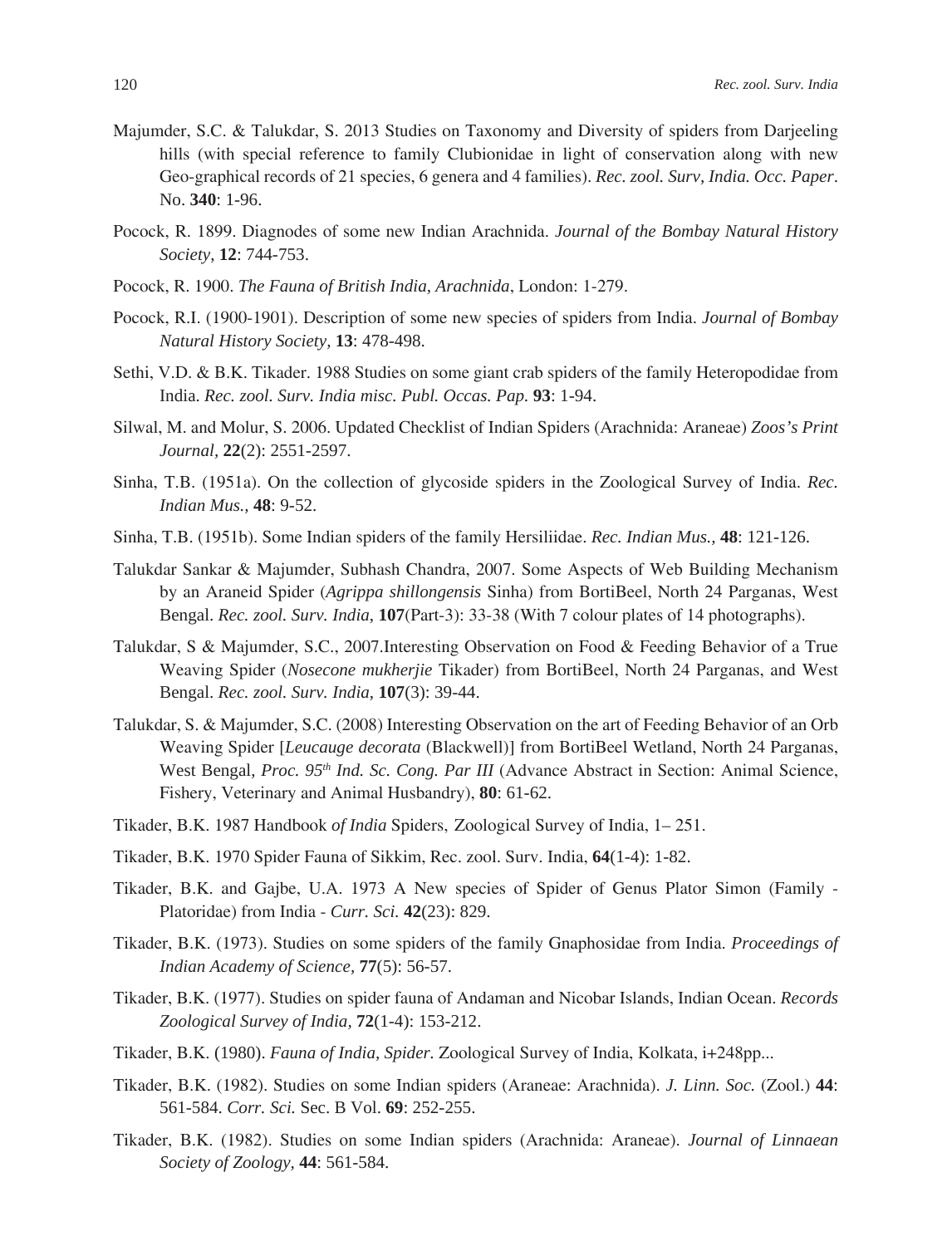Majumder, S.C. & Talukdar, S. 2013 Studies on Taxonomy and Diversity of spiders from Darjeeling hills (with special reference to family Clubionidae in light of conservation along with new Geo-graphical records of 21 species, 6 genera and 4 families). *Rec. zool. Surv, India. Occ. Paper*. No. **340**: 1-96.

Pocock, R. 1899. Diagnodes of some new Indian Arachnida. *Journal of the Bombay Natural History Society,* **12**: 744-753.

Pocock, R. 1900. *The Fauna of British India, Arachnida*, London: 1-279.

Pocock, R.I. (1900-1901). Description of some new species of spiders from India. *Journal of Bombay Natural History Society,* **13**: 478-498.

Sethi, V.D. & B.K. Tikader. 1988 Studies on some giant crab spiders of the family Heteropodidae from India. *Rec. zool. Surv. India misc. Publ. Occas. Pap.* **93**: 1-94.

Silwal, M. and Molur, S. 2006. Updated Checklist of Indian Spiders (Arachnida: Araneae) *Zoos's Print Journal,* **22**(2): 2551-2597.

Sinha, T.B. (1951a). On the collection of glycoside spiders in the Zoological Survey of India. *Rec. Indian Mus.,* **48**: 9-52.

Sinha, T.B. (1951b). Some Indian spiders of the family Hersiliidae. *Rec. Indian Mus.,* **48**: 121-126.

Talukdar Sankar & Majumder, Subhash Chandra, 2007. Some Aspects of Web Building Mechanism by an Araneid Spider (*Agrippa shillongensis* Sinha) from BortiBeel, North 24 Parganas, West Bengal. *Rec. zool. Surv. India,* **107**(Part-3): 33-38 (With 7 colour plates of 14 photographs).

Talukdar, S & Majumder, S.C., 2007.Interesting Observation on Food & Feeding Behavior of a True Weaving Spider (*Nosecone mukherjie* Tikader) from BortiBeel, North 24 Parganas, and West Bengal. *Rec. zool. Surv. India,* **107**(3): 39-44.

Talukdar, S. & Majumder, S.C. (2008) Interesting Observation on the art of Feeding Behavior of an Orb Weaving Spider [*Leucauge decorata* (Blackwell)] from BortiBeel Wetland, North 24 Parganas, West Bengal*, Proc. 95th Ind. Sc. Cong. Par III* (Advance Abstract in Section: Animal Science, Fishery, Veterinary and Animal Husbandry), **80**: 61-62.

Tikader, B.K. 1987 Handbook *of India* Spiders, Zoological Survey of India, 1– 251.

Tikader, B.K. 1970 Spider Fauna of Sikkim, Rec. zool. Surv. India, **64**(1-4): 1-82.

Tikader, B.K. and Gajbe, U.A. 1973 A New species of Spider of Genus Plator Simon (Family - Platoridae) from India - *Curr. Sci.* **42**(23): 829.

Tikader, B.K. (1973). Studies on some spiders of the family Gnaphosidae from India. *Proceedings of Indian Academy of Science,* **77**(5): 56-57.

Tikader, B.K. (1977). Studies on spider fauna of Andaman and Nicobar Islands, Indian Ocean. *Records Zoological Survey of India,* **72**(1-4): 153-212.

Tikader, B.K. (1980). *Fauna of India, Spider.* Zoological Survey of India, Kolkata, i+248pp...

Tikader, B.K. (1982). Studies on some Indian spiders (Araneae: Arachnida). *J. Linn. Soc.* (Zool.) **44**: 561-584. *Corr. Sci.* Sec. B Vol. **69**: 252-255.

Tikader, B.K. (1982). Studies on some Indian spiders (Arachnida: Araneae). *Journal of Linnaean Society of Zoology,* **44**: 561-584.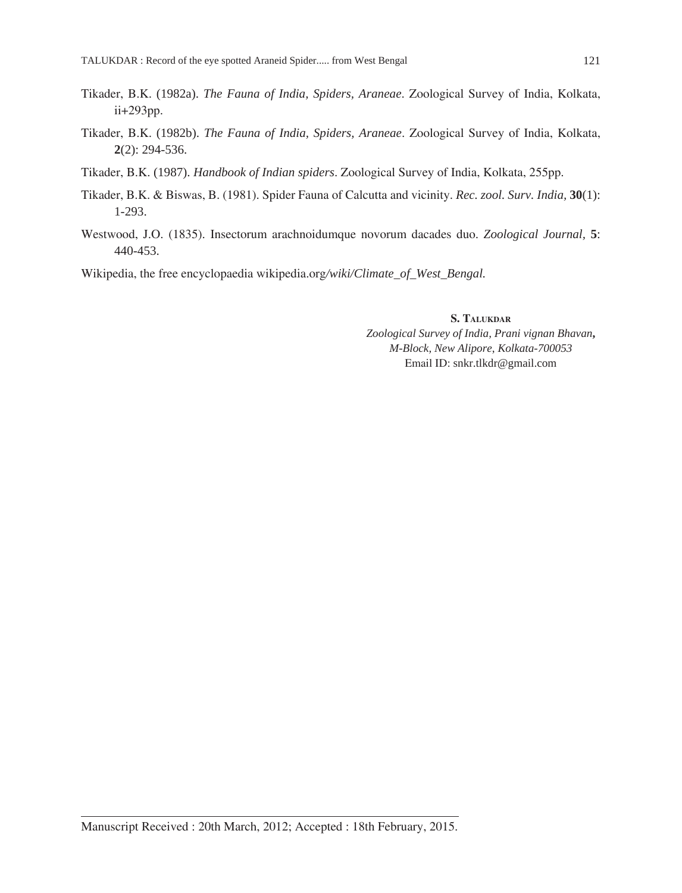Tikader, B.K. (1982a). *The Fauna of India, Spiders, Araneae*. Zoological Survey of India, Kolkata, ii+293pp.

Tikader, B.K. (1982b). *The Fauna of India, Spiders, Araneae*. Zoological Survey of India, Kolkata, **2**(2): 294-536.

Tikader, B.K. (1987). *Handbook of Indian spiders*. Zoological Survey of India, Kolkata, 255pp.

Tikader, B.K. & Biswas, B. (1981). Spider Fauna of Calcutta and vicinity. *Rec. zool. Surv. India,* **30**(1): 1-293.

Westwood, J.O. (1835). Insectorum arachnoidumque novorum dacades duo. *Zoological Journal,* **5**: 440-453.

Wikipedia, the free encyclopaedia wikipedia.org*/wiki/Climate_of_West_Bengal.*

**S. Talukdar**
*Zoological Survey of India, Prani vignan Bhavan,*
*M-Block, New Alipore, Kolkata-700053*
Email ID: snkr.tlkdr@gmail.com

Manuscript Received : 20th March, 2012; Accepted : 18th February, 2015.